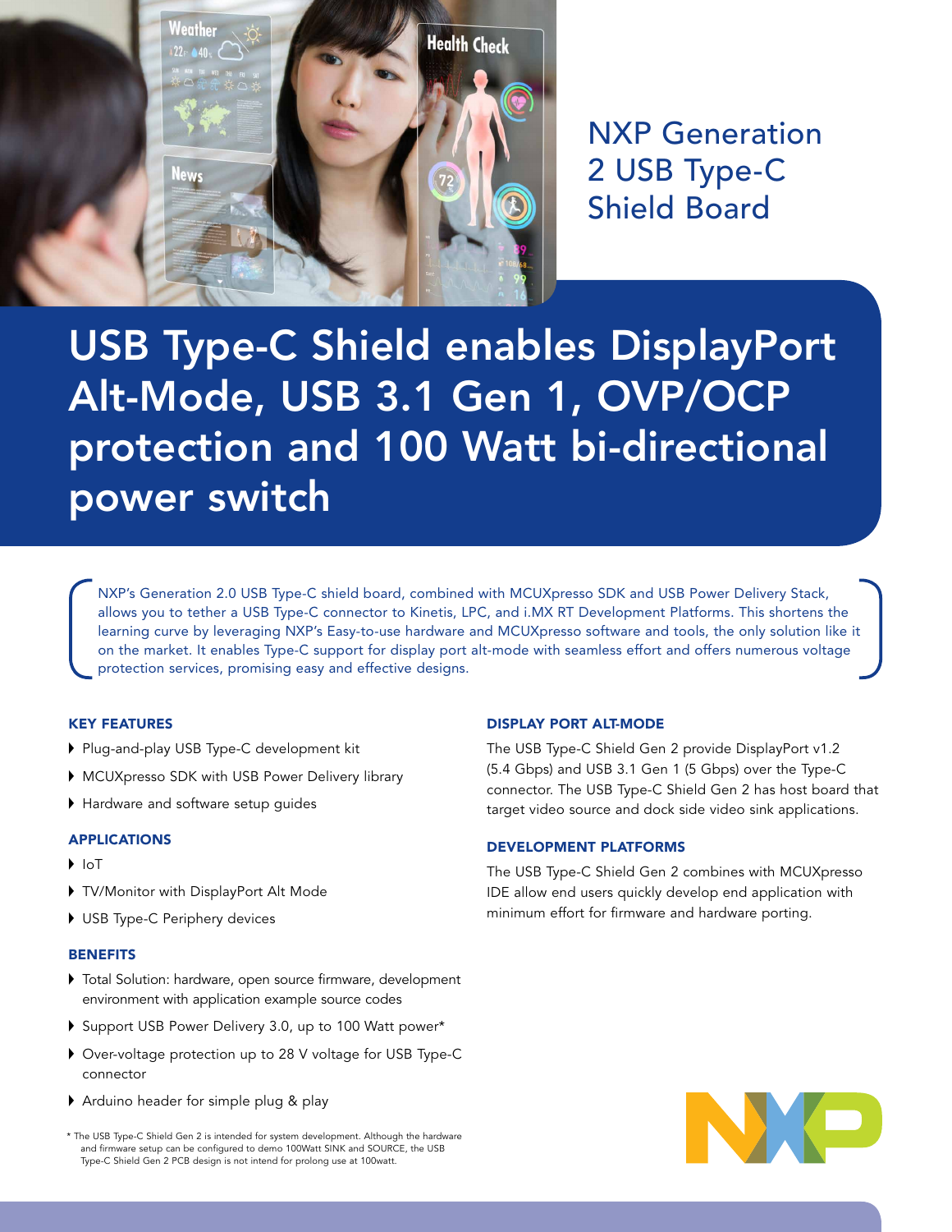# NXP Generation 2 USB Type-C Shield Board

## USB Type-C Shield enables DisplayPort Alt-Mode, USB 3.1 Gen 1, OVP/OCP protection and 100 Watt bi-directional power switch

NXP's Generation 2.0 USB Type-C shield board, combined with MCUXpresso SDK and USB Power Delivery Stack, allows you to tether a USB Type-C connector to Kinetis, LPC, and i.MX RT Development Platforms. This shortens the learning curve by leveraging NXP's Easy-to-use hardware and MCUXpresso software and tools, the only solution like it on the market. It enables Type-C support for display port alt-mode with seamless effort and offers numerous voltage protection services, promising easy and effective designs.

### KEY FEATURES

- Plug-and-play USB Type-C development kit
- MCUXpresso SDK with USB Power Delivery library
- Hardware and software setup guides

### APPLICATIONS

- IoT
- TV/Monitor with DisplayPort Alt Mode
- USB Type-C Periphery devices

### BENEFITS

- Total Solution: hardware, open source firmware, development environment with application example source codes
- Support USB Power Delivery 3.0, up to 100 Watt power*
- Over-voltage protection up to 28 V voltage for USB Type-C connector
- Arduino header for simple plug & play

\* The USB Type-C Shield Gen 2 is intended for system development. Although the hardware and firmware setup can be configured to demo 100Watt SINK and SOURCE, the USB Type-C Shield Gen 2 PCB design is not intend for prolong use at 100watt.

### DISPLAY PORT ALT-MODE

The USB Type-C Shield Gen 2 provide DisplayPort v1.2 (5.4 Gbps) and USB 3.1 Gen 1 (5 Gbps) over the Type-C connector. The USB Type-C Shield Gen 2 has host board that target video source and dock side video sink applications.

### DEVELOPMENT PLATFORMS

The USB Type-C Shield Gen 2 combines with MCUXpresso IDE allow end users quickly develop end application with minimum effort for firmware and hardware porting.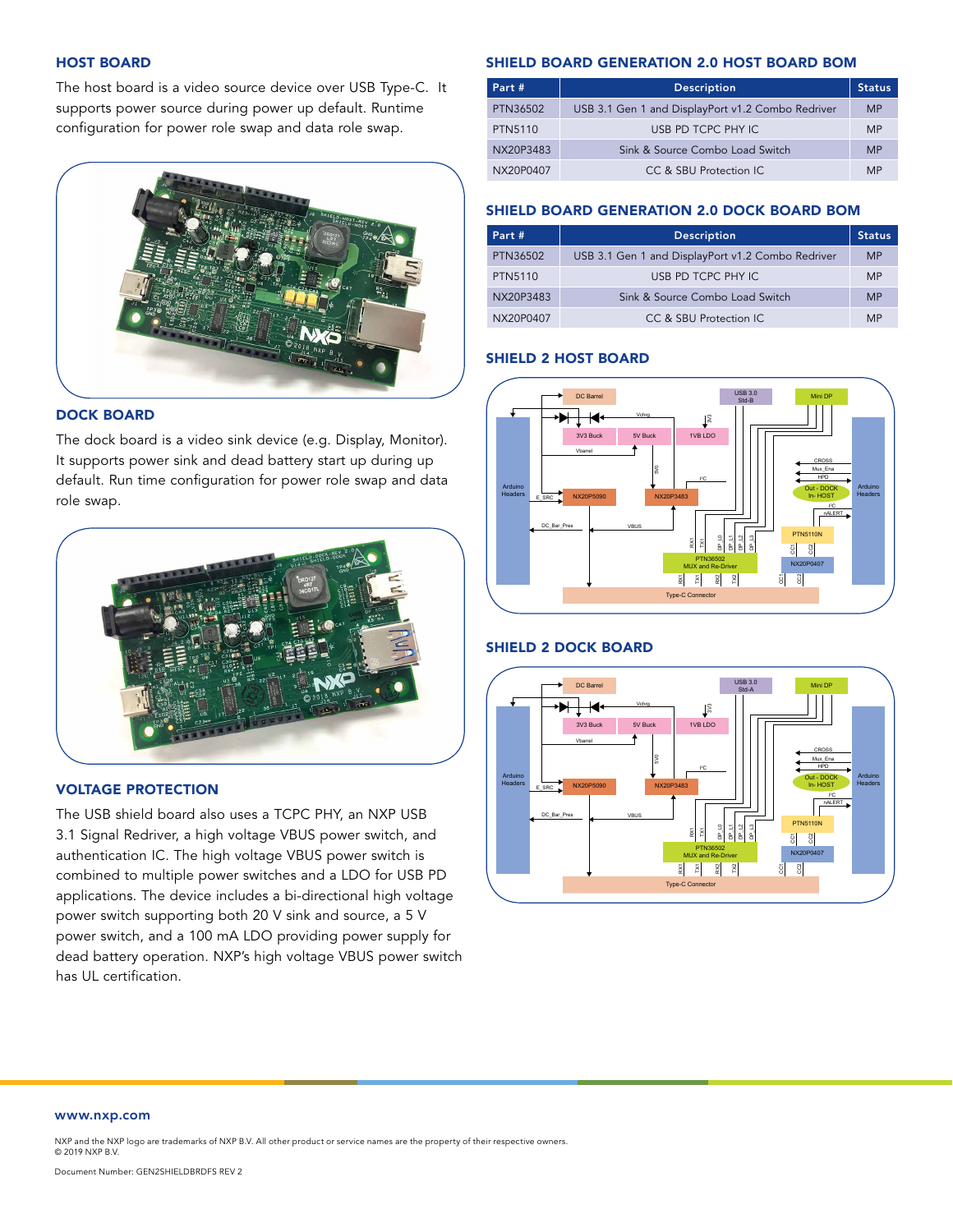## HOST BOARD

The host board is a video source device over USB Type-C. It supports power source during power up default. Runtime configuration for power role swap and data role swap.

## DOCK BOARD

The dock board is a video sink device (e.g. Display, Monitor). It supports power sink and dead battery start up during up default. Run time configuration for power role swap and data role swap.

## VOLTAGE PROTECTION

The USB shield board also uses a TCPC PHY, an NXP USB 3.1 Signal Redriver, a high voltage VBUS power switch, and authentication IC. The high voltage VBUS power switch is combined to multiple power switches and a LDO for USB PD applications. The device includes a bi-directional high voltage power switch supporting both 20 V sink and source, a 5 V power switch, and a 100 mA LDO providing power supply for dead battery operation. NXP's high voltage VBUS power switch has UL certification.

## SHIELD BOARD GENERATION 2.0 HOST BOARD BOM

| Part # | Description | Status |
|---|---|---|
| PTN36502 | USB 3.1 Gen 1 and DisplayPort v1.2 Combo Redriver | MP |
| PTN5110 | USB PD TCPC PHY IC | MP |
| NX20P3483 | Sink & Source Combo Load Switch | MP |
| NX20P0407 | CC & SBU Protection IC | MP |

## SHIELD BOARD GENERATION 2.0 DOCK BOARD BOM

| Part # | Description | Status |
|---|---|---|
| PTN36502 | USB 3.1 Gen 1 and DisplayPort v1.2 Combo Redriver | MP |
| PTN5110 | USB PD TCPC PHY IC | MP |
| NX20P3483 | Sink & Source Combo Load Switch | MP |
| NX20P0407 | CC & SBU Protection IC | MP |

## SHIELD 2 HOST BOARD

DC Barrel
USB 3.0 Std-B
Mini DP
Vchrg
3V3
3V3 Buck
5V Buck
1V8 LDO
Vbarrel
5V0
I²C
CROSS
Mux_Ena
HPD
Out - DOCK In- HOST
Arduino Headers
Arduino Headers
E_SRC
NX20P5090
NX20P3483
I²C
nALERT
DC_Bar_Pres
VBUS
PTN5110N
RX1
TX1
DP_L0
DP_L1
DP_L2
DP_L3
CC1
CC2
PTN36502 MUX and Re-Driver
NX20P0407
RX1
TX1
RX2
TX2
CC1
CC2
Type-C Connector

## SHIELD 2 DOCK BOARD

DC Barrel
USB 3.0 Std-A
Mini DP
Vchrg
3V3
3V3 Buck
5V Buck
1V8 LDO
Vbarrel
5V0
I²C
CROSS
Mux_Ena
HPD
Out - DOCK In- HOST
Arduino Headers
Arduino Headers
E_SRC
NX20P5090
NX20P3483
I²C
nALERT
DC_Bar_Pres
VBUS
PTN5110N
RX1
TX1
DP_L0
DP_L1
DP_L2
DP_L3
CC1
CC2
PTN36502 MUX and Re-Driver
NX20P0407
RX1
TX1
RX2
TX2
CC1
CC2
Type-C Connector

**www.nxp.com**

NXP and the NXP logo are trademarks of NXP B.V. All other product or service names are the property of their respective owners.
© 2019 NXP B.V.

Document Number: GEN2SHIELDBRDFS REV 2